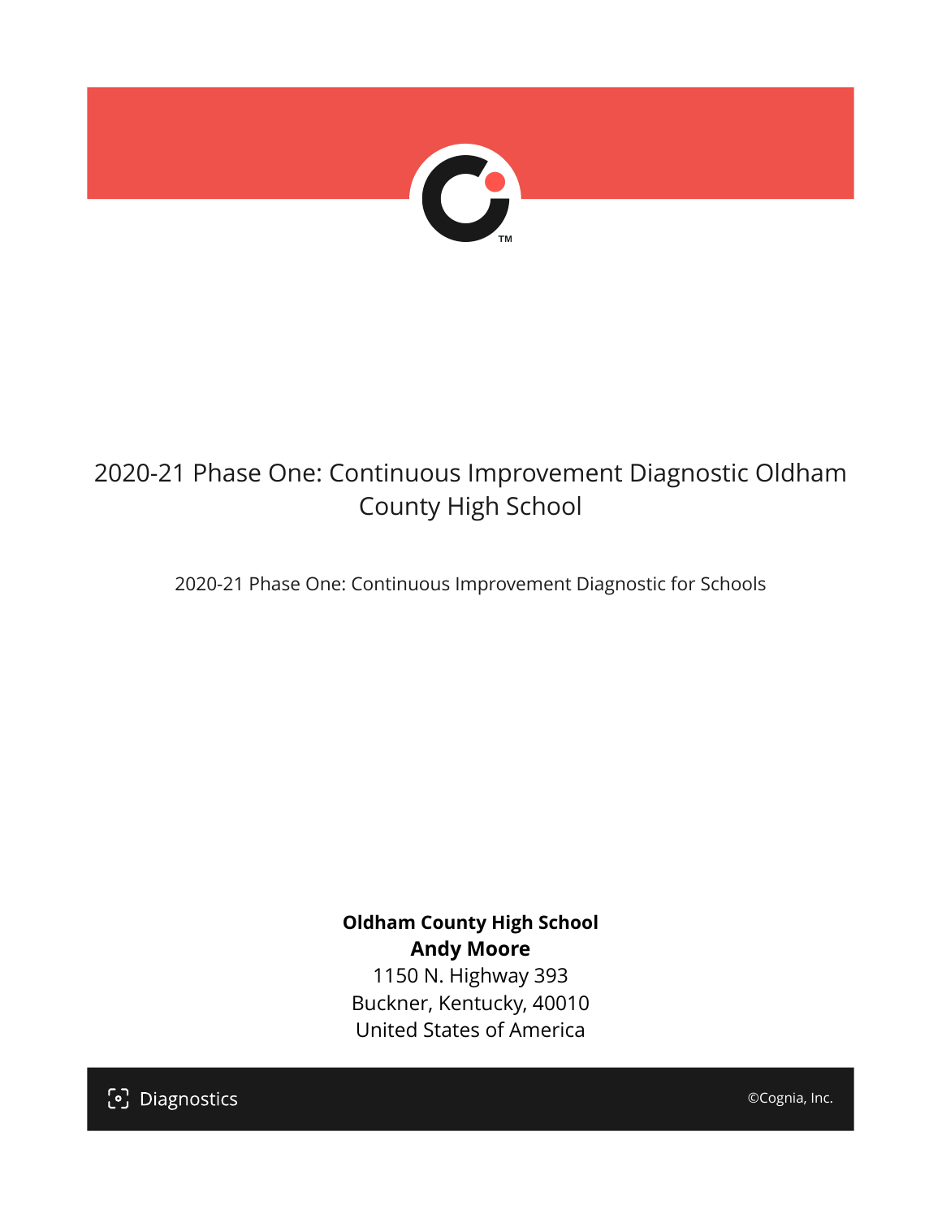# 2020-21 Phase One: Continuous Improvement Diagnostic Oldham County High School

2020-21 Phase One: Continuous Improvement Diagnostic for Schools

**Oldham County High School**
**Andy Moore**
1150 N. Highway 393
Buckner, Kentucky, 40010
United States of America

Diagnostics

©Cognia, Inc.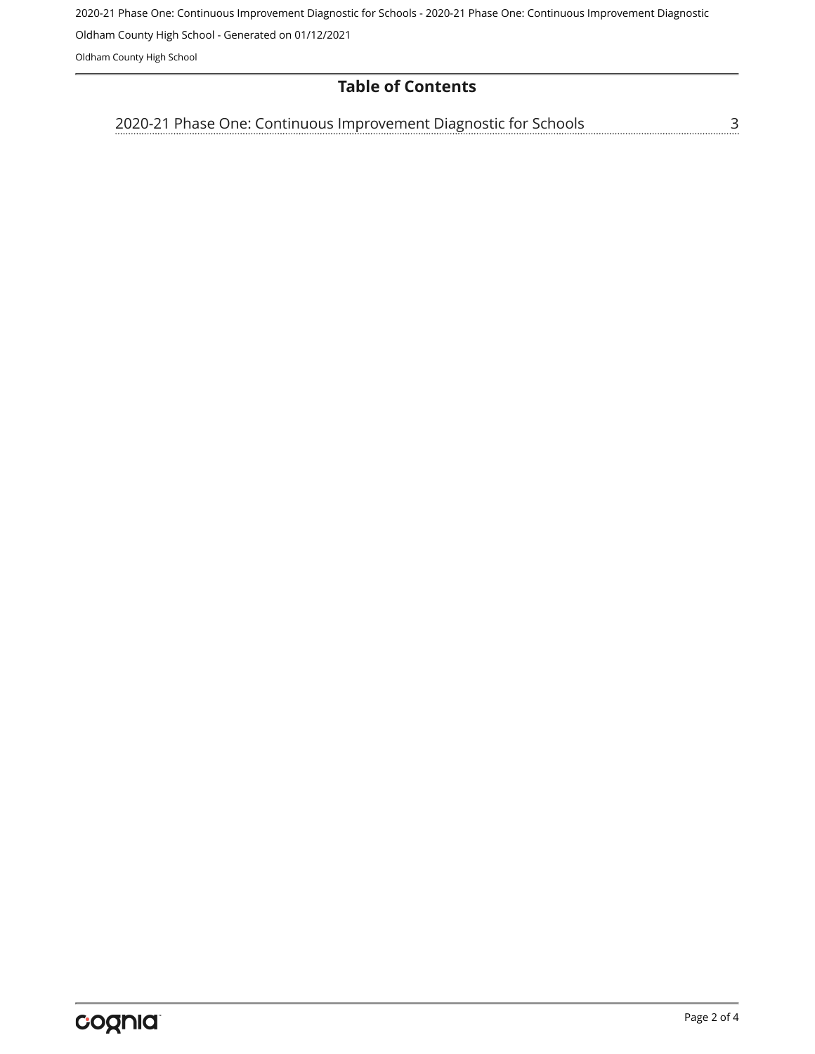## Table of Contents

2020-21 Phase One: Continuous Improvement Diagnostic for Schools ........................................ 3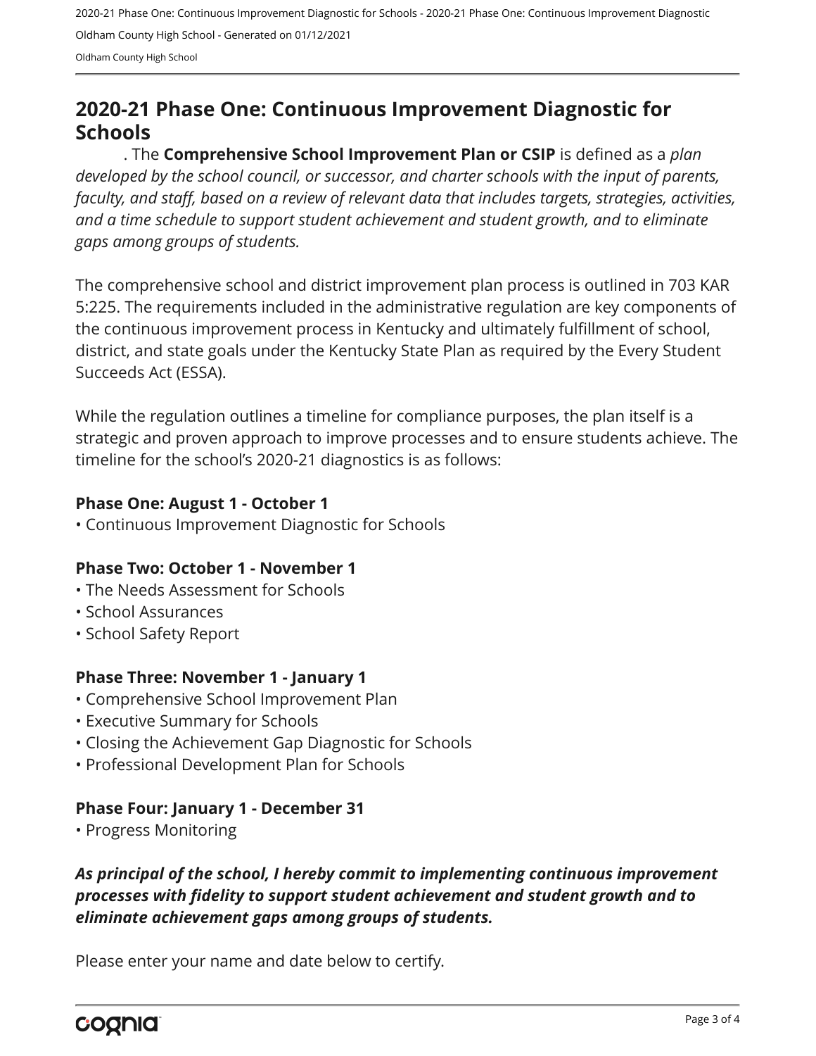# 2020-21 Phase One: Continuous Improvement Diagnostic for Schools

. The **Comprehensive School Improvement Plan or CSIP** is defined as a *plan developed by the school council, or successor, and charter schools with the input of parents, faculty, and staff, based on a review of relevant data that includes targets, strategies, activities, and a time schedule to support student achievement and student growth, and to eliminate gaps among groups of students.*

The comprehensive school and district improvement plan process is outlined in 703 KAR 5:225. The requirements included in the administrative regulation are key components of the continuous improvement process in Kentucky and ultimately fulfillment of school, district, and state goals under the Kentucky State Plan as required by the Every Student Succeeds Act (ESSA).

While the regulation outlines a timeline for compliance purposes, the plan itself is a strategic and proven approach to improve processes and to ensure students achieve. The timeline for the school's 2020-21 diagnostics is as follows:

**Phase One: August 1 - October 1**

- Continuous Improvement Diagnostic for Schools

**Phase Two: October 1 - November 1**

- The Needs Assessment for Schools
- School Assurances
- School Safety Report

**Phase Three: November 1 - January 1**

- Comprehensive School Improvement Plan
- Executive Summary for Schools
- Closing the Achievement Gap Diagnostic for Schools
- Professional Development Plan for Schools

**Phase Four: January 1 - December 31**

- Progress Monitoring

***As principal of the school, I hereby commit to implementing continuous improvement processes with fidelity to support student achievement and student growth and to eliminate achievement gaps among groups of students.***

Please enter your name and date below to certify.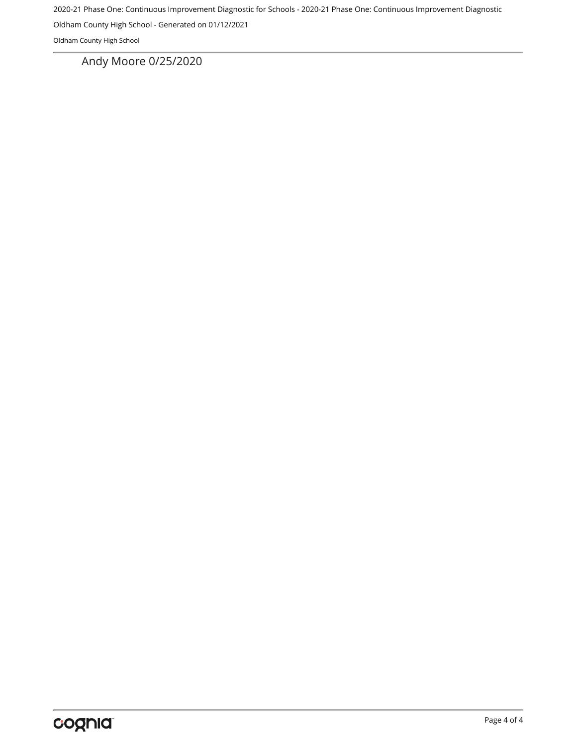Andy Moore 0/25/2020